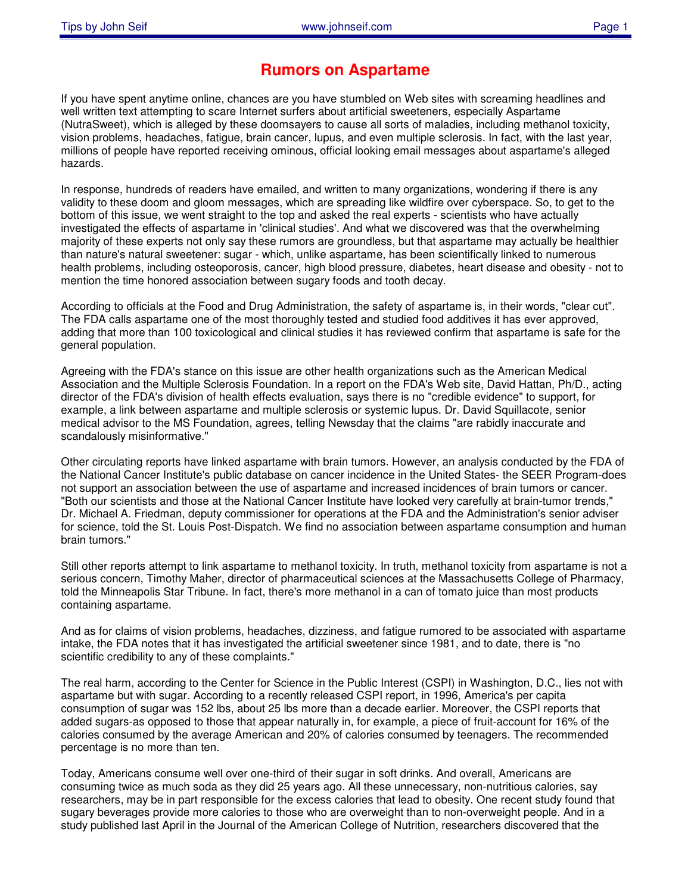# Rumors on Aspartame

If you have spent anytime online, chances are you have stumbled on Web sites with screaming headlines and well written text attempting to scare Internet surfers about artificial sweeteners, especially Aspartame (NutraSweet), which is alleged by these doomsayers to cause all sorts of maladies, including methanol toxicity, vision problems, headaches, fatigue, brain cancer, lupus, and even multiple sclerosis. In fact, with the last year, millions of people have reported receiving ominous, official looking email messages about aspartame's alleged hazards.

In response, hundreds of readers have emailed, and written to many organizations, wondering if there is any validity to these doom and gloom messages, which are spreading like wildfire over cyberspace. So, to get to the bottom of this issue, we went straight to the top and asked the real experts - scientists who have actually investigated the effects of aspartame in 'clinical studies'. And what we discovered was that the overwhelming majority of these experts not only say these rumors are groundless, but that aspartame may actually be healthier than nature's natural sweetener: sugar - which, unlike aspartame, has been scientifically linked to numerous health problems, including osteoporosis, cancer, high blood pressure, diabetes, heart disease and obesity - not to mention the time honored association between sugary foods and tooth decay.

According to officials at the Food and Drug Administration, the safety of aspartame is, in their words, "clear cut". The FDA calls aspartame one of the most thoroughly tested and studied food additives it has ever approved, adding that more than 100 toxicological and clinical studies it has reviewed confirm that aspartame is safe for the general population.

Agreeing with the FDA's stance on this issue are other health organizations such as the American Medical Association and the Multiple Sclerosis Foundation. In a report on the FDA's Web site, David Hattan, Ph/D., acting director of the FDA's division of health effects evaluation, says there is no "credible evidence" to support, for example, a link between aspartame and multiple sclerosis or systemic lupus. Dr. David Squillacote, senior medical advisor to the MS Foundation, agrees, telling Newsday that the claims "are rabidly inaccurate and scandalously misinformative."

Other circulating reports have linked aspartame with brain tumors. However, an analysis conducted by the FDA of the National Cancer Institute's public database on cancer incidence in the United States- the SEER Program-does not support an association between the use of aspartame and increased incidences of brain tumors or cancer. "Both our scientists and those at the National Cancer Institute have looked very carefully at brain-tumor trends," Dr. Michael A. Friedman, deputy commissioner for operations at the FDA and the Administration's senior adviser for science, told the St. Louis Post-Dispatch. We find no association between aspartame consumption and human brain tumors."

Still other reports attempt to link aspartame to methanol toxicity. In truth, methanol toxicity from aspartame is not a serious concern, Timothy Maher, director of pharmaceutical sciences at the Massachusetts College of Pharmacy, told the Minneapolis Star Tribune. In fact, there's more methanol in a can of tomato juice than most products containing aspartame.

And as for claims of vision problems, headaches, dizziness, and fatigue rumored to be associated with aspartame intake, the FDA notes that it has investigated the artificial sweetener since 1981, and to date, there is "no scientific credibility to any of these complaints."

The real harm, according to the Center for Science in the Public Interest (CSPI) in Washington, D.C., lies not with aspartame but with sugar. According to a recently released CSPI report, in 1996, America's per capita consumption of sugar was 152 lbs, about 25 lbs more than a decade earlier. Moreover, the CSPI reports that added sugars-as opposed to those that appear naturally in, for example, a piece of fruit-account for 16% of the calories consumed by the average American and 20% of calories consumed by teenagers. The recommended percentage is no more than ten.

Today, Americans consume well over one-third of their sugar in soft drinks. And overall, Americans are consuming twice as much soda as they did 25 years ago. All these unnecessary, non-nutritious calories, say researchers, may be in part responsible for the excess calories that lead to obesity. One recent study found that sugary beverages provide more calories to those who are overweight than to non-overweight people. And in a study published last April in the Journal of the American College of Nutrition, researchers discovered that the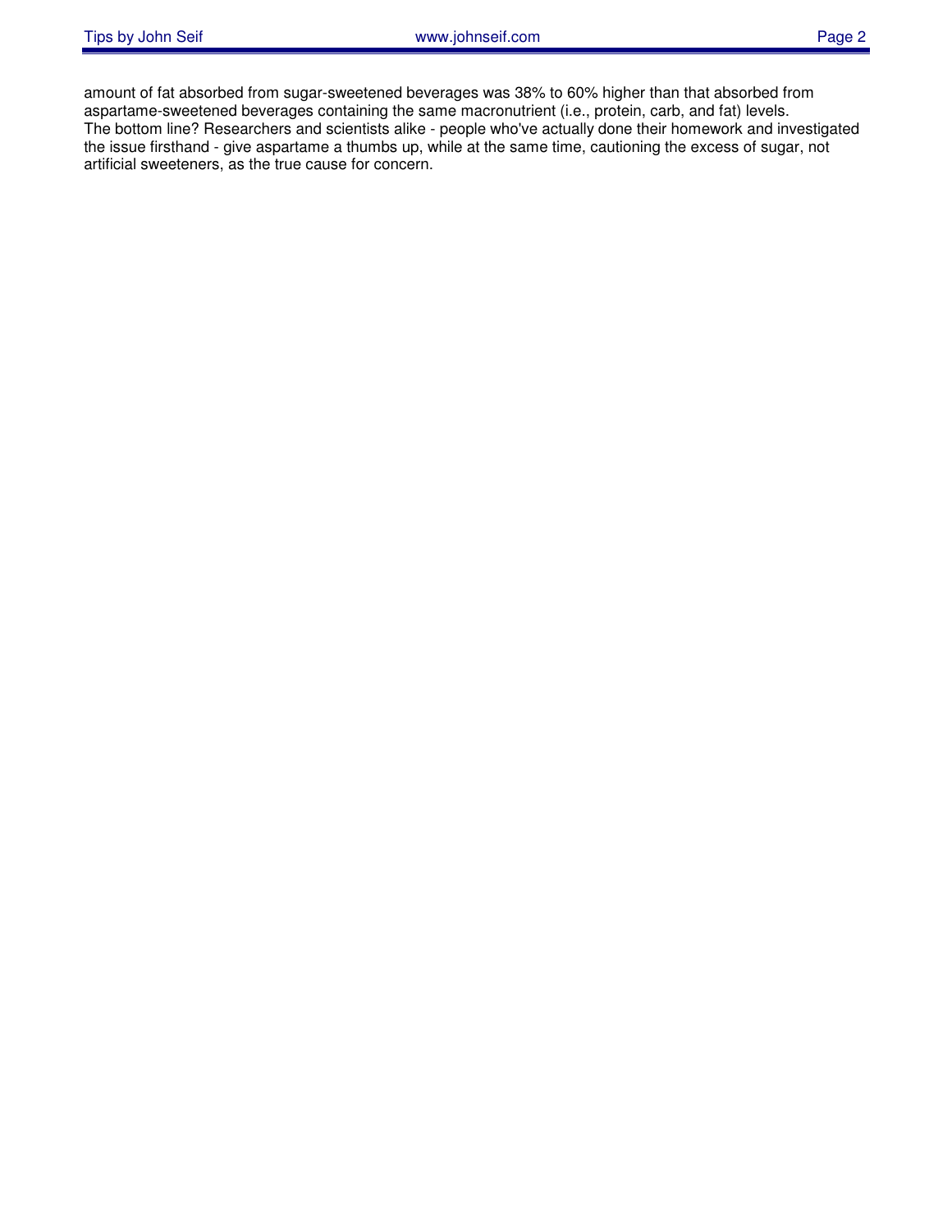amount of fat absorbed from sugar-sweetened beverages was 38% to 60% higher than that absorbed from aspartame-sweetened beverages containing the same macronutrient (i.e., protein, carb, and fat) levels.

The bottom line? Researchers and scientists alike - people who've actually done their homework and investigated the issue firsthand - give aspartame a thumbs up, while at the same time, cautioning the excess of sugar, not artificial sweeteners, as the true cause for concern.